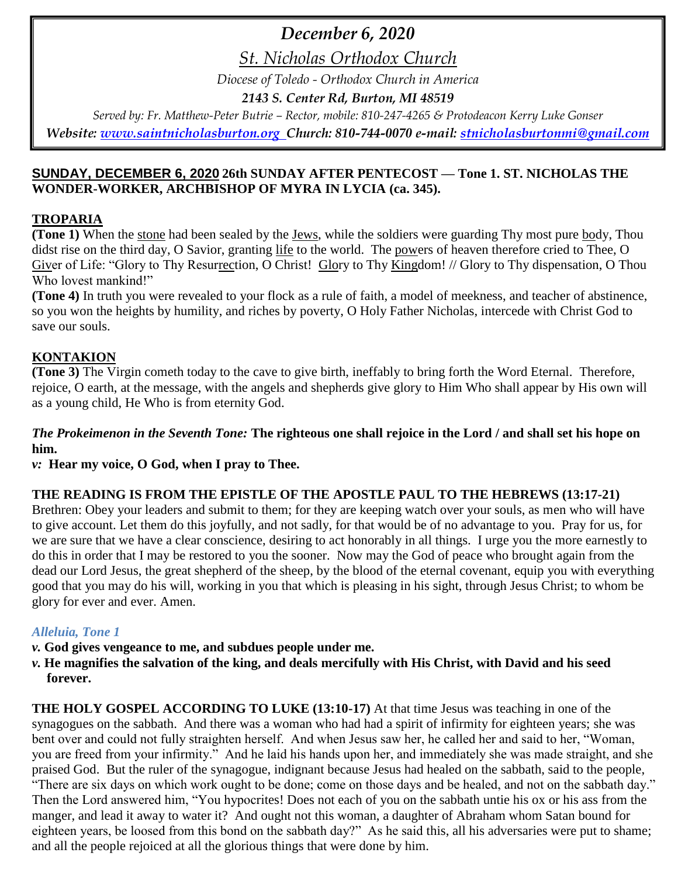# *December 6, 2020*

## *St. Nicholas Orthodox Church*

*Diocese of Toledo - Orthodox Church in America*

***2143 S. Center Rd, Burton, MI 48519***

*Served by: Fr. Matthew-Peter Butrie – Rector, mobile: 810-247-4265 & Protodeacon Kerry Luke Gonser*

***Website: www.saintnicholasburton.org Church: 810-744-0070 e-mail: stnicholasburtonmi@gmail.com***

**SUNDAY, DECEMBER 6, 2020 26th SUNDAY AFTER PENTECOST — Tone 1. ST. NICHOLAS THE WONDER-WORKER, ARCHBISHOP OF MYRA IN LYCIA (ca. 345).**

**TROPARIA**

**(Tone 1)** When the stone had been sealed by the Jews, while the soldiers were guarding Thy most pure body, Thou didst rise on the third day, O Savior, granting life to the world. The powers of heaven therefore cried to Thee, O Giver of Life: "Glory to Thy Resurrection, O Christ! Glory to Thy Kingdom! // Glory to Thy dispensation, O Thou Who lovest mankind!"

**(Tone 4)** In truth you were revealed to your flock as a rule of faith, a model of meekness, and teacher of abstinence, so you won the heights by humility, and riches by poverty, O Holy Father Nicholas, intercede with Christ God to save our souls.

**KONTAKION**

**(Tone 3)** The Virgin cometh today to the cave to give birth, ineffably to bring forth the Word Eternal. Therefore, rejoice, O earth, at the message, with the angels and shepherds give glory to Him Who shall appear by His own will as a young child, He Who is from eternity God.

***The Prokeimenon in the Seventh Tone:*** **The righteous one shall rejoice in the Lord / and shall set his hope on him.**

***v:*** **Hear my voice, O God, when I pray to Thee.**

**THE READING IS FROM THE EPISTLE OF THE APOSTLE PAUL TO THE HEBREWS (13:17-21)**

Brethren: Obey your leaders and submit to them; for they are keeping watch over your souls, as men who will have to give account. Let them do this joyfully, and not sadly, for that would be of no advantage to you. Pray for us, for we are sure that we have a clear conscience, desiring to act honorably in all things. I urge you the more earnestly to do this in order that I may be restored to you the sooner. Now may the God of peace who brought again from the dead our Lord Jesus, the great shepherd of the sheep, by the blood of the eternal covenant, equip you with everything good that you may do his will, working in you that which is pleasing in his sight, through Jesus Christ; to whom be glory for ever and ever. Amen.

***Alleluia, Tone 1***

***v.*** **God gives vengeance to me, and subdues people under me.**

***v.*** **He magnifies the salvation of the king, and deals mercifully with His Christ, with David and his seed forever.**

**THE HOLY GOSPEL ACCORDING TO LUKE (13:10-17)** At that time Jesus was teaching in one of the synagogues on the sabbath. And there was a woman who had had a spirit of infirmity for eighteen years; she was bent over and could not fully straighten herself. And when Jesus saw her, he called her and said to her, "Woman, you are freed from your infirmity." And he laid his hands upon her, and immediately she was made straight, and she praised God. But the ruler of the synagogue, indignant because Jesus had healed on the sabbath, said to the people, "There are six days on which work ought to be done; come on those days and be healed, and not on the sabbath day." Then the Lord answered him, "You hypocrites! Does not each of you on the sabbath untie his ox or his ass from the manger, and lead it away to water it? And ought not this woman, a daughter of Abraham whom Satan bound for eighteen years, be loosed from this bond on the sabbath day?" As he said this, all his adversaries were put to shame; and all the people rejoiced at all the glorious things that were done by him.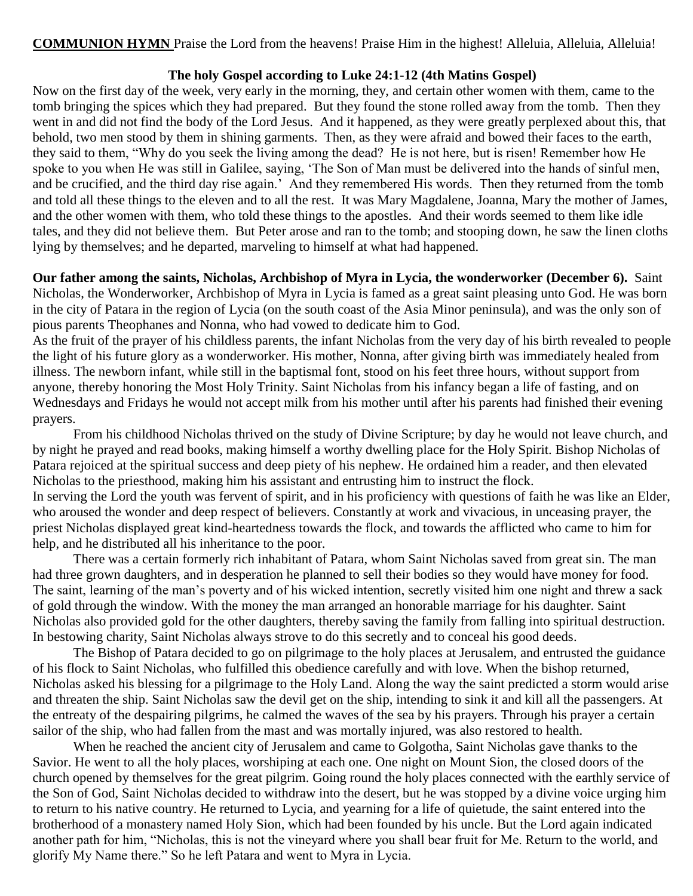**COMMUNION HYMN** Praise the Lord from the heavens! Praise Him in the highest! Alleluia, Alleluia, Alleluia!

**The holy Gospel according to Luke 24:1-12 (4th Matins Gospel)**

Now on the first day of the week, very early in the morning, they, and certain other women with them, came to the tomb bringing the spices which they had prepared. But they found the stone rolled away from the tomb. Then they went in and did not find the body of the Lord Jesus. And it happened, as they were greatly perplexed about this, that behold, two men stood by them in shining garments. Then, as they were afraid and bowed their faces to the earth, they said to them, "Why do you seek the living among the dead? He is not here, but is risen! Remember how He spoke to you when He was still in Galilee, saying, 'The Son of Man must be delivered into the hands of sinful men, and be crucified, and the third day rise again.' And they remembered His words. Then they returned from the tomb and told all these things to the eleven and to all the rest. It was Mary Magdalene, Joanna, Mary the mother of James, and the other women with them, who told these things to the apostles. And their words seemed to them like idle tales, and they did not believe them. But Peter arose and ran to the tomb; and stooping down, he saw the linen cloths lying by themselves; and he departed, marveling to himself at what had happened.

**Our father among the saints, Nicholas, Archbishop of Myra in Lycia, the wonderworker (December 6).** Saint Nicholas, the Wonderworker, Archbishop of Myra in Lycia is famed as a great saint pleasing unto God. He was born in the city of Patara in the region of Lycia (on the south coast of the Asia Minor peninsula), and was the only son of pious parents Theophanes and Nonna, who had vowed to dedicate him to God.

As the fruit of the prayer of his childless parents, the infant Nicholas from the very day of his birth revealed to people the light of his future glory as a wonderworker. His mother, Nonna, after giving birth was immediately healed from illness. The newborn infant, while still in the baptismal font, stood on his feet three hours, without support from anyone, thereby honoring the Most Holy Trinity. Saint Nicholas from his infancy began a life of fasting, and on Wednesdays and Fridays he would not accept milk from his mother until after his parents had finished their evening prayers.

From his childhood Nicholas thrived on the study of Divine Scripture; by day he would not leave church, and by night he prayed and read books, making himself a worthy dwelling place for the Holy Spirit. Bishop Nicholas of Patara rejoiced at the spiritual success and deep piety of his nephew. He ordained him a reader, and then elevated Nicholas to the priesthood, making him his assistant and entrusting him to instruct the flock.

In serving the Lord the youth was fervent of spirit, and in his proficiency with questions of faith he was like an Elder, who aroused the wonder and deep respect of believers. Constantly at work and vivacious, in unceasing prayer, the priest Nicholas displayed great kind-heartedness towards the flock, and towards the afflicted who came to him for help, and he distributed all his inheritance to the poor.

There was a certain formerly rich inhabitant of Patara, whom Saint Nicholas saved from great sin. The man had three grown daughters, and in desperation he planned to sell their bodies so they would have money for food. The saint, learning of the man's poverty and of his wicked intention, secretly visited him one night and threw a sack of gold through the window. With the money the man arranged an honorable marriage for his daughter. Saint Nicholas also provided gold for the other daughters, thereby saving the family from falling into spiritual destruction. In bestowing charity, Saint Nicholas always strove to do this secretly and to conceal his good deeds.

The Bishop of Patara decided to go on pilgrimage to the holy places at Jerusalem, and entrusted the guidance of his flock to Saint Nicholas, who fulfilled this obedience carefully and with love. When the bishop returned, Nicholas asked his blessing for a pilgrimage to the Holy Land. Along the way the saint predicted a storm would arise and threaten the ship. Saint Nicholas saw the devil get on the ship, intending to sink it and kill all the passengers. At the entreaty of the despairing pilgrims, he calmed the waves of the sea by his prayers. Through his prayer a certain sailor of the ship, who had fallen from the mast and was mortally injured, was also restored to health.

When he reached the ancient city of Jerusalem and came to Golgotha, Saint Nicholas gave thanks to the Savior. He went to all the holy places, worshiping at each one. One night on Mount Sion, the closed doors of the church opened by themselves for the great pilgrim. Going round the holy places connected with the earthly service of the Son of God, Saint Nicholas decided to withdraw into the desert, but he was stopped by a divine voice urging him to return to his native country. He returned to Lycia, and yearning for a life of quietude, the saint entered into the brotherhood of a monastery named Holy Sion, which had been founded by his uncle. But the Lord again indicated another path for him, "Nicholas, this is not the vineyard where you shall bear fruit for Me. Return to the world, and glorify My Name there." So he left Patara and went to Myra in Lycia.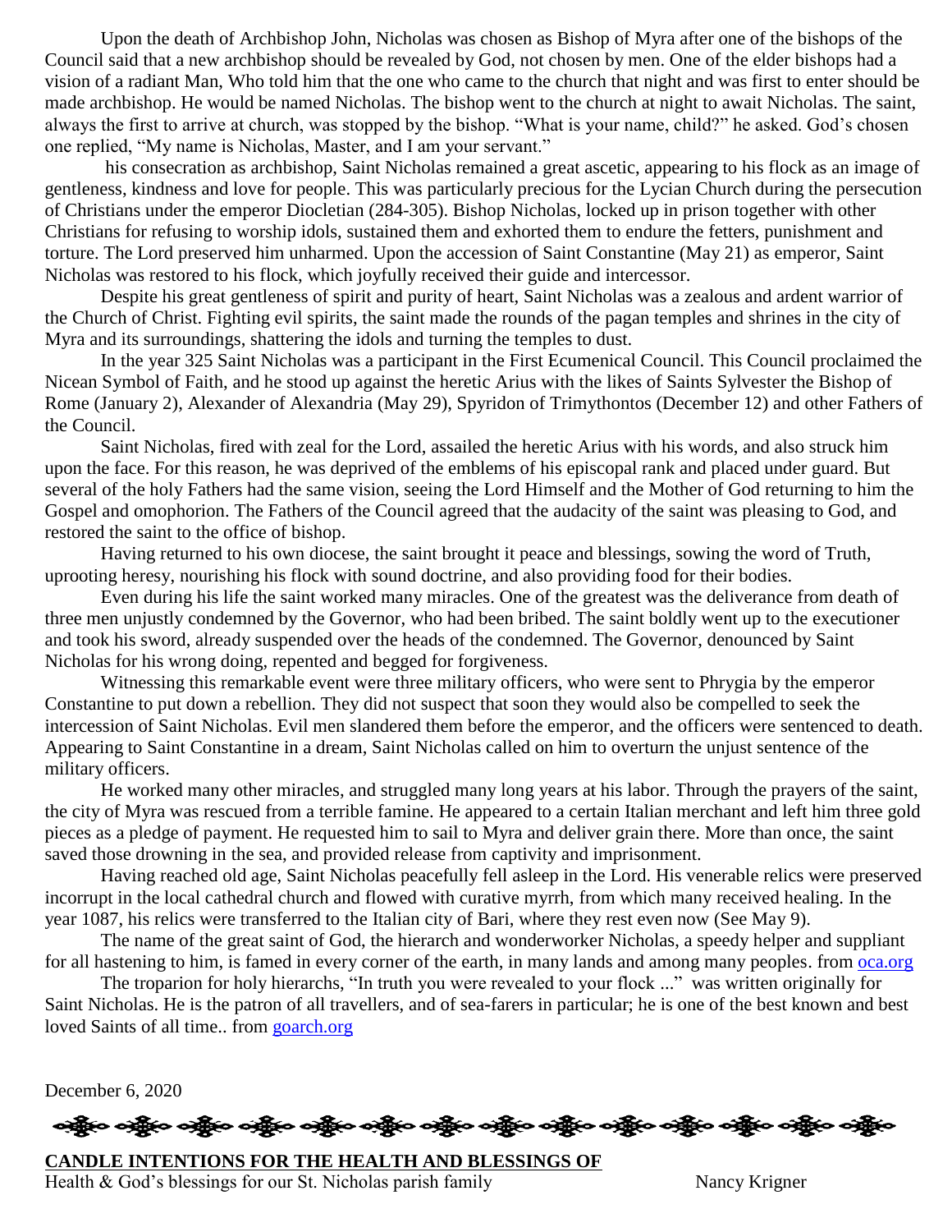Upon the death of Archbishop John, Nicholas was chosen as Bishop of Myra after one of the bishops of the Council said that a new archbishop should be revealed by God, not chosen by men. One of the elder bishops had a vision of a radiant Man, Who told him that the one who came to the church that night and was first to enter should be made archbishop. He would be named Nicholas. The bishop went to the church at night to await Nicholas. The saint, always the first to arrive at church, was stopped by the bishop. "What is your name, child?" he asked. God's chosen one replied, "My name is Nicholas, Master, and I am your servant."

his consecration as archbishop, Saint Nicholas remained a great ascetic, appearing to his flock as an image of gentleness, kindness and love for people. This was particularly precious for the Lycian Church during the persecution of Christians under the emperor Diocletian (284-305). Bishop Nicholas, locked up in prison together with other Christians for refusing to worship idols, sustained them and exhorted them to endure the fetters, punishment and torture. The Lord preserved him unharmed. Upon the accession of Saint Constantine (May 21) as emperor, Saint Nicholas was restored to his flock, which joyfully received their guide and intercessor.

Despite his great gentleness of spirit and purity of heart, Saint Nicholas was a zealous and ardent warrior of the Church of Christ. Fighting evil spirits, the saint made the rounds of the pagan temples and shrines in the city of Myra and its surroundings, shattering the idols and turning the temples to dust.

In the year 325 Saint Nicholas was a participant in the First Ecumenical Council. This Council proclaimed the Nicean Symbol of Faith, and he stood up against the heretic Arius with the likes of Saints Sylvester the Bishop of Rome (January 2), Alexander of Alexandria (May 29), Spyridon of Trimythontos (December 12) and other Fathers of the Council.

Saint Nicholas, fired with zeal for the Lord, assailed the heretic Arius with his words, and also struck him upon the face. For this reason, he was deprived of the emblems of his episcopal rank and placed under guard. But several of the holy Fathers had the same vision, seeing the Lord Himself and the Mother of God returning to him the Gospel and omophorion. The Fathers of the Council agreed that the audacity of the saint was pleasing to God, and restored the saint to the office of bishop.

Having returned to his own diocese, the saint brought it peace and blessings, sowing the word of Truth, uprooting heresy, nourishing his flock with sound doctrine, and also providing food for their bodies.

Even during his life the saint worked many miracles. One of the greatest was the deliverance from death of three men unjustly condemned by the Governor, who had been bribed. The saint boldly went up to the executioner and took his sword, already suspended over the heads of the condemned. The Governor, denounced by Saint Nicholas for his wrong doing, repented and begged for forgiveness.

Witnessing this remarkable event were three military officers, who were sent to Phrygia by the emperor Constantine to put down a rebellion. They did not suspect that soon they would also be compelled to seek the intercession of Saint Nicholas. Evil men slandered them before the emperor, and the officers were sentenced to death. Appearing to Saint Constantine in a dream, Saint Nicholas called on him to overturn the unjust sentence of the military officers.

He worked many other miracles, and struggled many long years at his labor. Through the prayers of the saint, the city of Myra was rescued from a terrible famine. He appeared to a certain Italian merchant and left him three gold pieces as a pledge of payment. He requested him to sail to Myra and deliver grain there. More than once, the saint saved those drowning in the sea, and provided release from captivity and imprisonment.

Having reached old age, Saint Nicholas peacefully fell asleep in the Lord. His venerable relics were preserved incorrupt in the local cathedral church and flowed with curative myrrh, from which many received healing. In the year 1087, his relics were transferred to the Italian city of Bari, where they rest even now (See May 9).

The name of the great saint of God, the hierarch and wonderworker Nicholas, a speedy helper and suppliant for all hastening to him, is famed in every corner of the earth, in many lands and among many peoples. from [oca.org](oca.org)

The troparion for holy hierarchs, "In truth you were revealed to your flock ..." was written originally for Saint Nicholas. He is the patron of all travellers, and of sea-farers in particular; he is one of the best known and best loved Saints of all time.. from [goarch.org](goarch.org)

December 6, 2020

**CANDLE INTENTIONS FOR THE HEALTH AND BLESSINGS OF**

Health & God's blessings for our St. Nicholas parish family — Nancy Krigner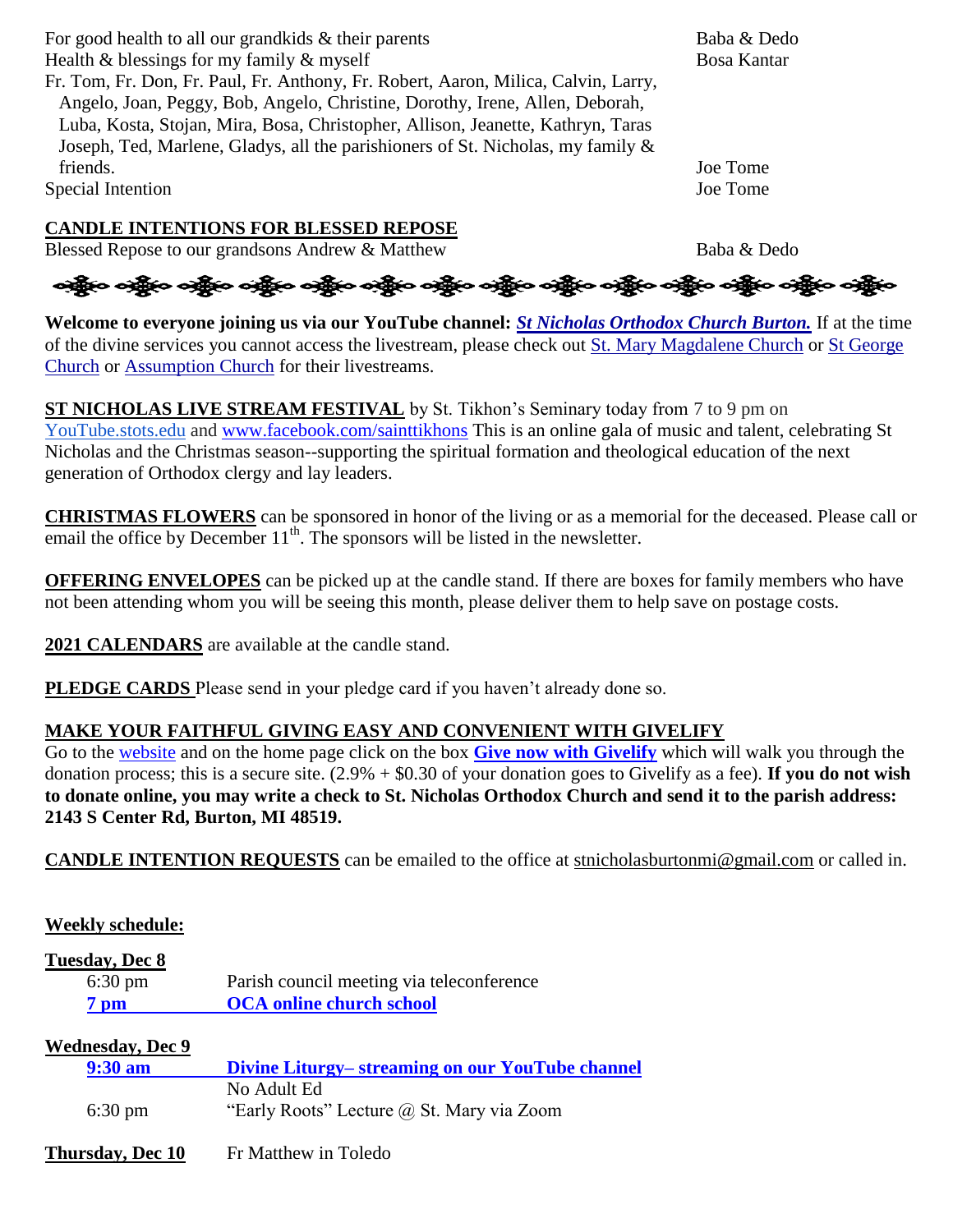| | |
|---|---|
| For good health to all our grandkids & their parents | Baba & Dedo |
| Health & blessings for my family & myself | Bosa Kantar |
| Fr. Tom, Fr. Don, Fr. Paul, Fr. Anthony, Fr. Robert, Aaron, Milica, Calvin, Larry, Angelo, Joan, Peggy, Bob, Angelo, Christine, Dorothy, Irene, Allen, Deborah, Luba, Kosta, Stojan, Mira, Bosa, Christopher, Allison, Jeanette, Kathryn, Taras Joseph, Ted, Marlene, Gladys, all the parishioners of St. Nicholas, my family & friends. | Joe Tome |
| Special Intention | Joe Tome |

**CANDLE INTENTIONS FOR BLESSED REPOSE**

| | |
|---|---|
| Blessed Repose to our grandsons Andrew & Matthew | Baba & Dedo |

**Welcome to everyone joining us via our YouTube channel:** ***St Nicholas Orthodox Church Burton.*** If at the time of the divine services you cannot access the livestream, please check out St. Mary Magdalene Church or St George Church or Assumption Church for their livestreams.

**ST NICHOLAS LIVE STREAM FESTIVAL** by St. Tikhon's Seminary today from 7 to 9 pm on YouTube.stots.edu and www.facebook.com/sainttikhons This is an online gala of music and talent, celebrating St Nicholas and the Christmas season--supporting the spiritual formation and theological education of the next generation of Orthodox clergy and lay leaders.

**CHRISTMAS FLOWERS** can be sponsored in honor of the living or as a memorial for the deceased. Please call or email the office by December 11th. The sponsors will be listed in the newsletter.

**OFFERING ENVELOPES** can be picked up at the candle stand. If there are boxes for family members who have not been attending whom you will be seeing this month, please deliver them to help save on postage costs.

**2021 CALENDARS** are available at the candle stand.

**PLEDGE CARDS** Please send in your pledge card if you haven't already done so.

**MAKE YOUR FAITHFUL GIVING EASY AND CONVENIENT WITH GIVELIFY**
Go to the website and on the home page click on the box **Give now with Givelify** which will walk you through the donation process; this is a secure site. (2.9% + $0.30 of your donation goes to Givelify as a fee). **If you do not wish to donate online, you may write a check to St. Nicholas Orthodox Church and send it to the parish address: 2143 S Center Rd, Burton, MI 48519.**

**CANDLE INTENTION REQUESTS** can be emailed to the office at stnicholasburtonmi@gmail.com or called in.

**Weekly schedule:**

**Tuesday, Dec 8**

| | |
|---|---|
| 6:30 pm | Parish council meeting via teleconference |
| **7 pm** | **OCA online church school** |

**Wednesday, Dec 9**

| | |
|---|---|
| **9:30 am** | **Divine Liturgy– streaming on our YouTube channel** |
| | No Adult Ed |
| 6:30 pm | "Early Roots" Lecture @ St. Mary via Zoom |

**Thursday, Dec 10** Fr Matthew in Toledo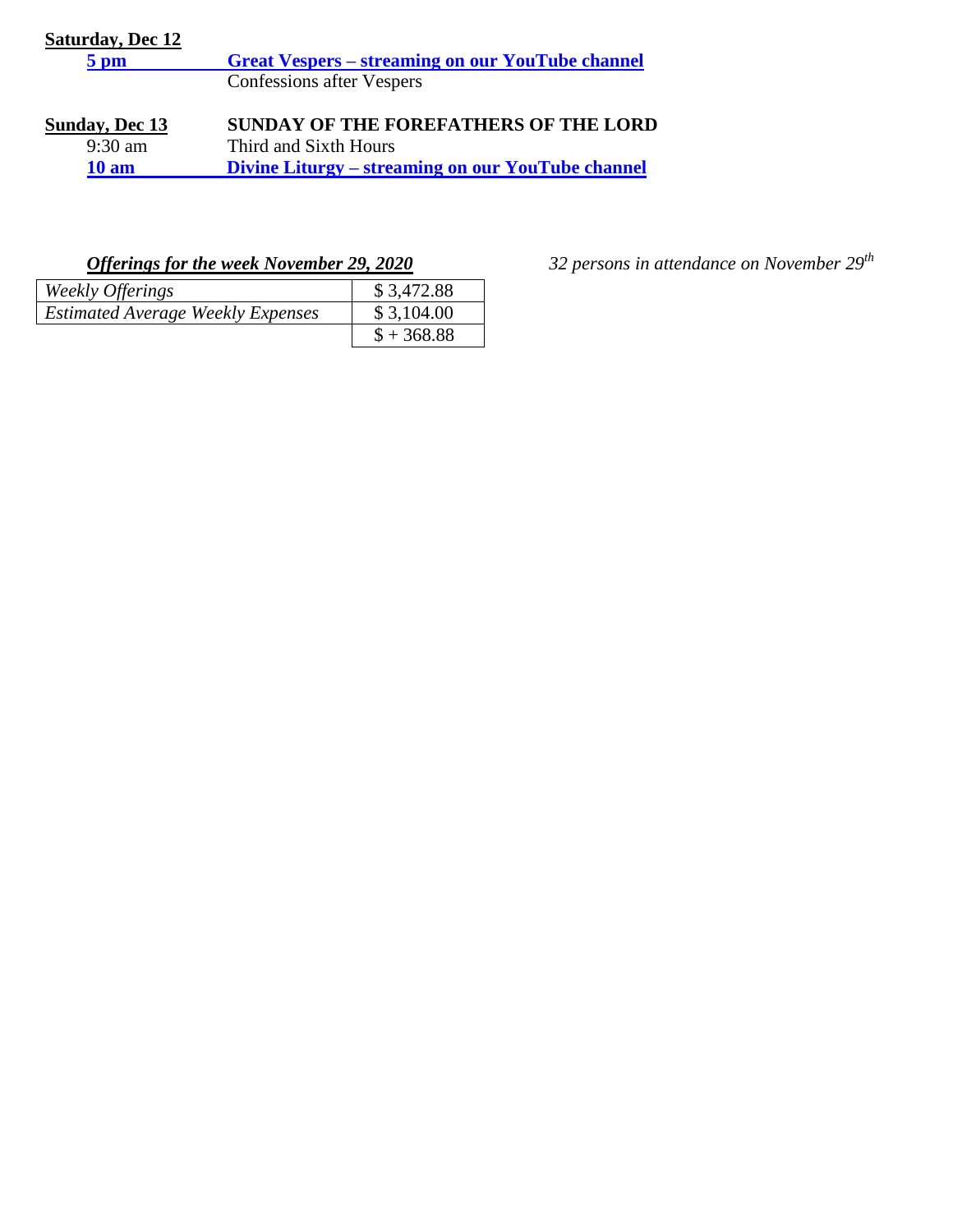**Saturday, Dec 12**

**5 pm** **Great Vespers – streaming on our YouTube channel**

Confessions after Vespers

**Sunday, Dec 13** **SUNDAY OF THE FOREFATHERS OF THE LORD**

9:30 am Third and Sixth Hours

**10 am** **Divine Liturgy – streaming on our YouTube channel**

***Offerings for the week November 29, 2020***

*32 persons in attendance on November 29th*

| | |
|---|---|
| *Weekly Offerings* | $ 3,472.88 |
| *Estimated Average Weekly Expenses* | $ 3,104.00 |
| | $ + 368.88 |